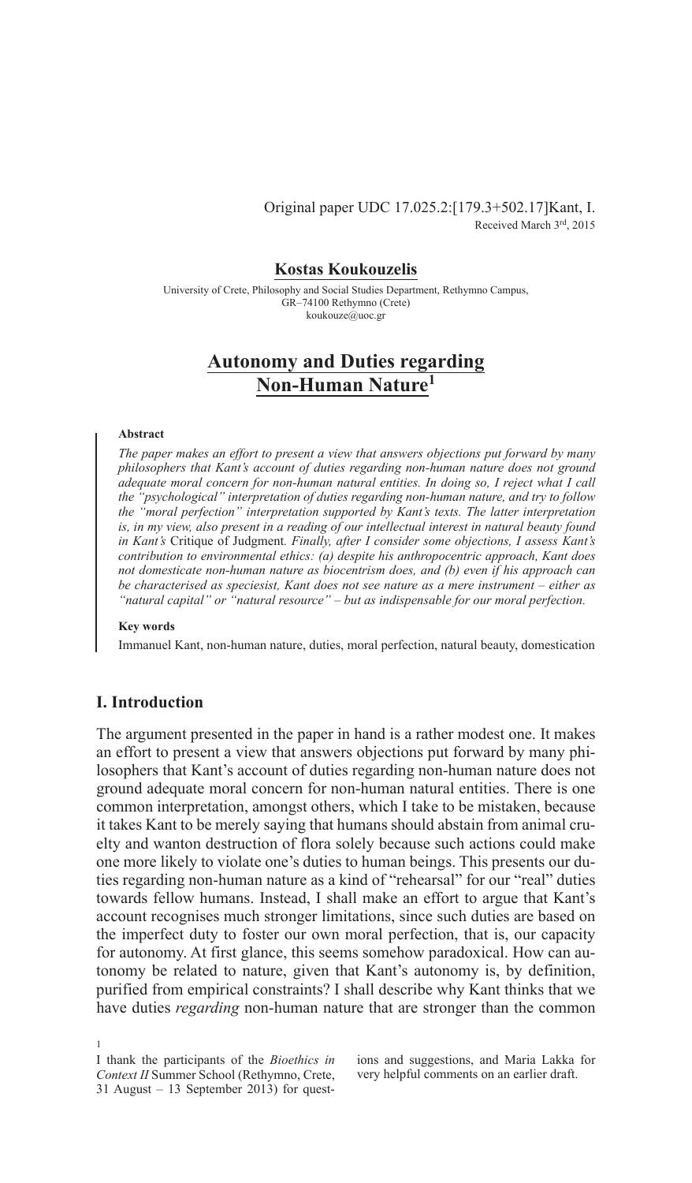Original paper UDC 17.025.2:[179.3+502.17]Kant, I.
Received March 3rd, 2015

**Kostas Koukouzelis**

University of Crete, Philosophy and Social Studies Department, Rethymno Campus, GR–74100 Rethymno (Crete)
koukouze@uoc.gr

# Autonomy and Duties regarding Non-Human Nature[1]

**Abstract**

*The paper makes an effort to present a view that answers objections put forward by many philosophers that Kant's account of duties regarding non-human nature does not ground adequate moral concern for non-human natural entities. In doing so, I reject what I call the "psychological" interpretation of duties regarding non-human nature, and try to follow the "moral perfection" interpretation supported by Kant's texts. The latter interpretation is, in my view, also present in a reading of our intellectual interest in natural beauty found in Kant's* Critique *of* Judgment*. Finally, after I consider some objections, I assess Kant's contribution to environmental ethics: (a) despite his anthropocentric approach, Kant does not domesticate non-human nature as biocentrism does, and (b) even if his approach can be characterised as speciesist, Kant does not see nature as a mere instrument – either as "natural capital" or "natural resource" – but as indispensable for our moral perfection.*

**Key words**

Immanuel Kant, non-human nature, duties, moral perfection, natural beauty, domestication

## I. Introduction

The argument presented in the paper in hand is a rather modest one. It makes an effort to present a view that answers objections put forward by many philosophers that Kant's account of duties regarding non-human nature does not ground adequate moral concern for non-human natural entities. There is one common interpretation, amongst others, which I take to be mistaken, because it takes Kant to be merely saying that humans should abstain from animal cruelty and wanton destruction of flora solely because such actions could make one more likely to violate one's duties to human beings. This presents our duties regarding non-human nature as a kind of "rehearsal" for our "real" duties towards fellow humans. Instead, I shall make an effort to argue that Kant's account recognises much stronger limitations, since such duties are based on the imperfect duty to foster our own moral perfection, that is, our capacity for autonomy. At first glance, this seems somehow paradoxical. How can autonomy be related to nature, given that Kant's autonomy is, by definition, purified from empirical constraints? I shall describe why Kant thinks that we have duties *regarding* non-human nature that are stronger than the common

[1] I thank the participants of the *Bioethics in Context II* Summer School (Rethymno, Crete, 31 August – 13 September 2013) for questions and suggestions, and Maria Lakka for very helpful comments on an earlier draft.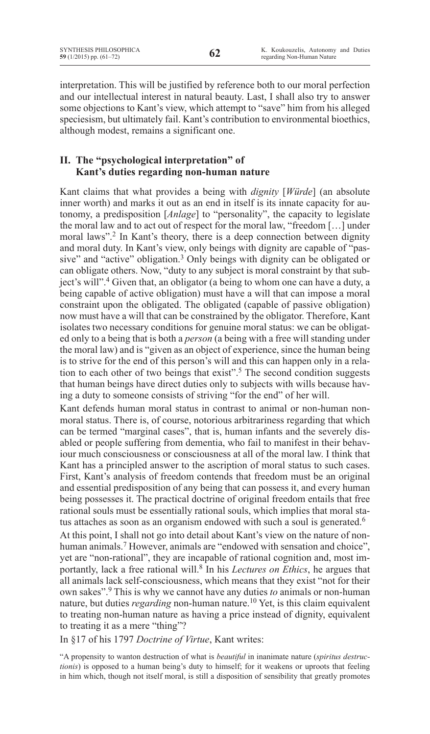interpretation. This will be justified by reference both to our moral perfection and our intellectual interest in natural beauty. Last, I shall also try to answer some objections to Kant's view, which attempt to "save" him from his alleged speciesism, but ultimately fail. Kant's contribution to environmental bioethics, although modest, remains a significant one.

## II. The "psychological interpretation" of Kant's duties regarding non-human nature

Kant claims that what provides a being with *dignity* [*Würde*] (an absolute inner worth) and marks it out as an end in itself is its innate capacity for autonomy, a predisposition [*Anlage*] to "personality", the capacity to legislate the moral law and to act out of respect for the moral law, "freedom […] under moral laws".[2] In Kant's theory, there is a deep connection between dignity and moral duty. In Kant's view, only beings with dignity are capable of "passive" and "active" obligation.[3] Only beings with dignity can be obligated or can obligate others. Now, "duty to any subject is moral constraint by that subject's will".[4] Given that, an obligator (a being to whom one can have a duty, a being capable of active obligation) must have a will that can impose a moral constraint upon the obligated. The obligated (capable of passive obligation) now must have a will that can be constrained by the obligator. Therefore, Kant isolates two necessary conditions for genuine moral status: we can be obligated only to a being that is both a *person* (a being with a free will standing under the moral law) and is "given as an object of experience, since the human being is to strive for the end of this person's will and this can happen only in a relation to each other of two beings that exist".[5] The second condition suggests that human beings have direct duties only to subjects with wills because having a duty to someone consists of striving "for the end" of her will.

Kant defends human moral status in contrast to animal or non-human nonmoral status. There is, of course, notorious arbitrariness regarding that which can be termed "marginal cases", that is, human infants and the severely disabled or people suffering from dementia, who fail to manifest in their behaviour much consciousness or consciousness at all of the moral law. I think that Kant has a principled answer to the ascription of moral status to such cases. First, Kant's analysis of freedom contends that freedom must be an original and essential predisposition of any being that can possess it, and every human being possesses it. The practical doctrine of original freedom entails that free rational souls must be essentially rational souls, which implies that moral status attaches as soon as an organism endowed with such a soul is generated.[6]

At this point, I shall not go into detail about Kant's view on the nature of nonhuman animals.[7] However, animals are "endowed with sensation and choice", yet are "non-rational", they are incapable of rational cognition and, most importantly, lack a free rational will.[8] In his *Lectures on Ethics*, he argues that all animals lack self-consciousness, which means that they exist "not for their own sakes".[9] This is why we cannot have any duties *to* animals or non-human nature, but duties *regarding* non-human nature.[10] Yet, is this claim equivalent to treating non-human nature as having a price instead of dignity, equivalent to treating it as a mere "thing"?

In §17 of his 1797 *Doctrine of Virtue*, Kant writes:

"A propensity to wanton destruction of what is *beautiful* in inanimate nature (*spiritus destructionis*) is opposed to a human being's duty to himself; for it weakens or uproots that feeling in him which, though not itself moral, is still a disposition of sensibility that greatly promotes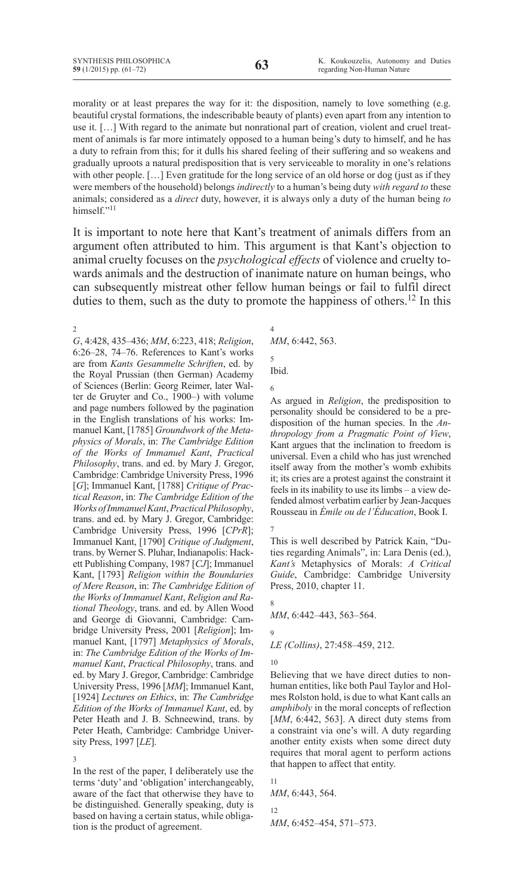morality or at least prepares the way for it: the disposition, namely to love something (e.g. beautiful crystal formations, the indescribable beauty of plants) even apart from any intention to use it. […] With regard to the animate but nonrational part of creation, violent and cruel treatment of animals is far more intimately opposed to a human being's duty to himself, and he has a duty to refrain from this; for it dulls his shared feeling of their suffering and so weakens and gradually uproots a natural predisposition that is very serviceable to morality in one's relations with other people. […] Even gratitude for the long service of an old horse or dog (just as if they were members of the household) belongs *indirectly* to a human's being duty *with regard to* these animals; considered as a *direct* duty, however, it is always only a duty of the human being *to* himself."[11]

It is important to note here that Kant's treatment of animals differs from an argument often attributed to him. This argument is that Kant's objection to animal cruelty focuses on the *psychological effects* of violence and cruelty towards animals and the destruction of inanimate nature on human beings, who can subsequently mistreat other fellow human beings or fail to fulfil direct duties to them, such as the duty to promote the happiness of others.[12] In this

---

2 *G*, 4:428, 435–436; *MM*, 6:223, 418; *Religion*, 6:26–28, 74–76. References to Kant's works are from *Kants Gesammelte Schriften*, ed. by the Royal Prussian (then German) Academy of Sciences (Berlin: Georg Reimer, later Walter de Gruyter and Co., 1900–) with volume and page numbers followed by the pagination in the English translations of his works: Immanuel Kant, [1785] *Groundwork of the Metaphysics of Morals*, in: *The Cambridge Edition of the Works of Immanuel Kant*, *Practical Philosophy*, trans. and ed. by Mary J. Gregor, Cambridge: Cambridge University Press, 1996 [*G*]; Immanuel Kant, [1788] *Critique of Practical Reason*, in: *The Cambridge Edition of the Works of Immanuel Kant*, *Practical Philosophy*, trans. and ed. by Mary J. Gregor, Cambridge: Cambridge University Press, 1996 [*CPrR*]; Immanuel Kant, [1790] *Critique of Judgment*, trans. by Werner S. Pluhar, Indianapolis: Hackett Publishing Company, 1987 [*CJ*]; Immanuel Kant, [1793] *Religion within the Boundaries of Mere Reason*, in: *The Cambridge Edition of the Works of Immanuel Kant*, *Religion and Rational Theology*, trans. and ed. by Allen Wood and George di Giovanni, Cambridge: Cambridge University Press, 2001 [*Religion*]; Immanuel Kant, [1797] *Metaphysics of Morals*, in: *The Cambridge Edition of the Works of Immanuel Kant*, *Practical Philosophy*, trans. and ed. by Mary J. Gregor, Cambridge: Cambridge University Press, 1996 [*MM*]; Immanuel Kant, [1924] *Lectures on Ethics*, in: *The Cambridge Edition of the Works of Immanuel Kant*, ed. by Peter Heath and J. B. Schneewind, trans. by Peter Heath, Cambridge: Cambridge University Press, 1997 [*LE*].

3 In the rest of the paper, I deliberately use the terms 'duty' and 'obligation' interchangeably, aware of the fact that otherwise they have to be distinguished. Generally speaking, duty is based on having a certain status, while obligation is the product of agreement.

4 *MM*, 6:442, 563.

5 Ibid.

6 As argued in *Religion*, the predisposition to personality should be considered to be a predisposition of the human species. In the *Anthropology from a Pragmatic Point of View*, Kant argues that the inclination to freedom is universal. Even a child who has just wrenched itself away from the mother's womb exhibits it; its cries are a protest against the constraint it feels in its inability to use its limbs – a view defended almost verbatim earlier by Jean-Jacques Rousseau in *Émile ou de l'Éducation*, Book I.

7 This is well described by Patrick Kain, "Duties regarding Animals", in: Lara Denis (ed.), *Kant's* Metaphysics of Morals: *A Critical Guide*, Cambridge: Cambridge University Press, 2010, chapter 11.

8 *MM*, 6:442–443, 563–564.

9 *LE (Collins)*, 27:458–459, 212.

10 Believing that we have direct duties to nonhuman entities, like both Paul Taylor and Holmes Rolston hold, is due to what Kant calls an *amphiboly* in the moral concepts of reflection [*MM*, 6:442, 563]. A direct duty stems from a constraint via one's will. A duty regarding another entity exists when some direct duty requires that moral agent to perform actions that happen to affect that entity.

11 *MM*, 6:443, 564.

12 *MM*, 6:452–454, 571–573.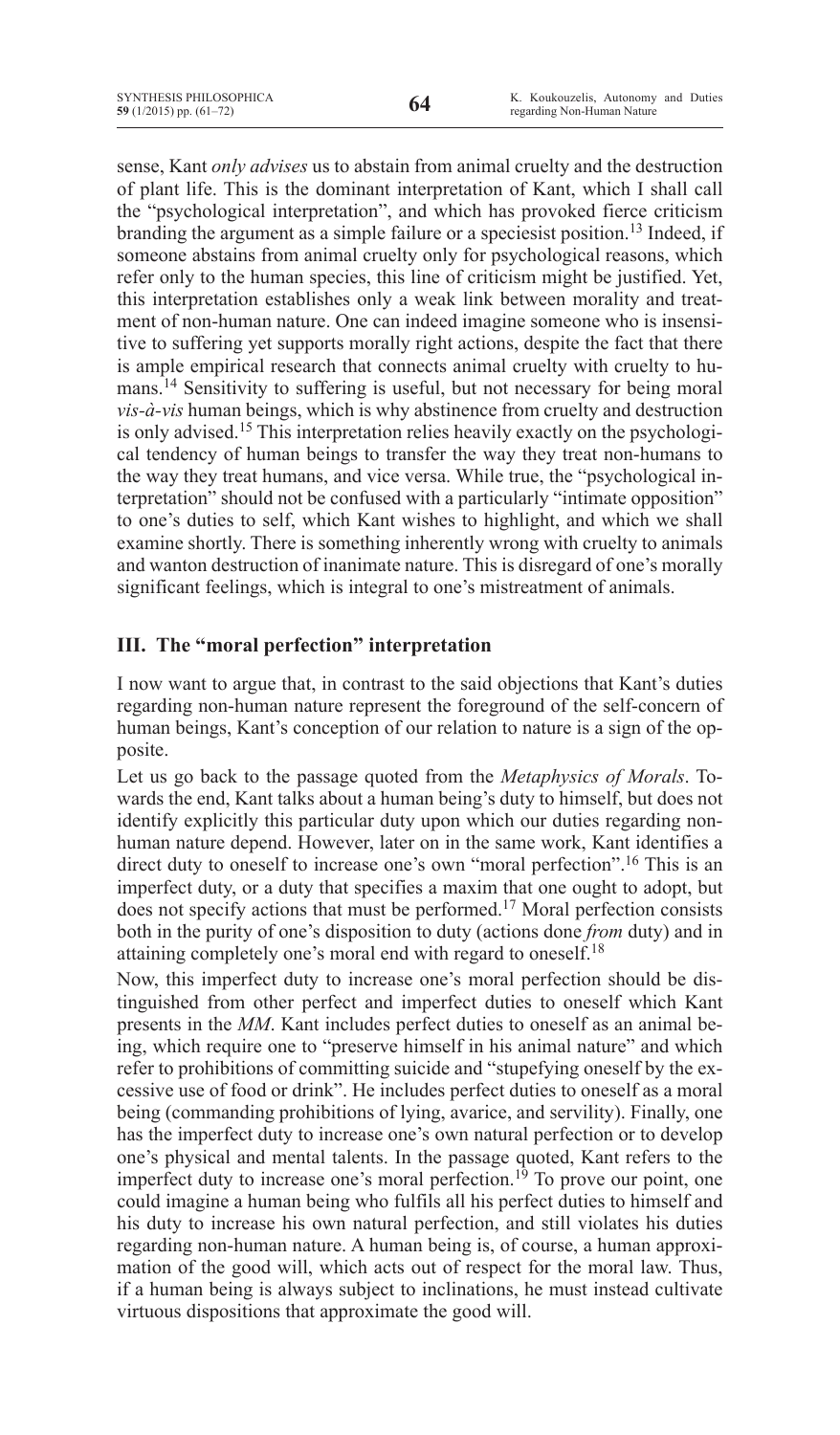sense, Kant *only advises* us to abstain from animal cruelty and the destruction of plant life. This is the dominant interpretation of Kant, which I shall call the "psychological interpretation", and which has provoked fierce criticism branding the argument as a simple failure or a speciesist position.[13] Indeed, if someone abstains from animal cruelty only for psychological reasons, which refer only to the human species, this line of criticism might be justified. Yet, this interpretation establishes only a weak link between morality and treatment of non-human nature. One can indeed imagine someone who is insensitive to suffering yet supports morally right actions, despite the fact that there is ample empirical research that connects animal cruelty with cruelty to humans.[14] Sensitivity to suffering is useful, but not necessary for being moral *vis-à-vis* human beings, which is why abstinence from cruelty and destruction is only advised.[15] This interpretation relies heavily exactly on the psychological tendency of human beings to transfer the way they treat non-humans to the way they treat humans, and vice versa. While true, the "psychological interpretation" should not be confused with a particularly "intimate opposition" to one's duties to self, which Kant wishes to highlight, and which we shall examine shortly. There is something inherently wrong with cruelty to animals and wanton destruction of inanimate nature. This is disregard of one's morally significant feelings, which is integral to one's mistreatment of animals.

## III. The "moral perfection" interpretation

I now want to argue that, in contrast to the said objections that Kant's duties regarding non-human nature represent the foreground of the self-concern of human beings, Kant's conception of our relation to nature is a sign of the opposite.

Let us go back to the passage quoted from the *Metaphysics of Morals*. Towards the end, Kant talks about a human being's duty to himself, but does not identify explicitly this particular duty upon which our duties regarding non-human nature depend. However, later on in the same work, Kant identifies a direct duty to oneself to increase one's own "moral perfection".[16] This is an imperfect duty, or a duty that specifies a maxim that one ought to adopt, but does not specify actions that must be performed.[17] Moral perfection consists both in the purity of one's disposition to duty (actions done *from* duty) and in attaining completely one's moral end with regard to oneself.[18]

Now, this imperfect duty to increase one's moral perfection should be distinguished from other perfect and imperfect duties to oneself which Kant presents in the *MM*. Kant includes perfect duties to oneself as an animal being, which require one to "preserve himself in his animal nature" and which refer to prohibitions of committing suicide and "stupefying oneself by the excessive use of food or drink". He includes perfect duties to oneself as a moral being (commanding prohibitions of lying, avarice, and servility). Finally, one has the imperfect duty to increase one's own natural perfection or to develop one's physical and mental talents. In the passage quoted, Kant refers to the imperfect duty to increase one's moral perfection.[19] To prove our point, one could imagine a human being who fulfils all his perfect duties to himself and his duty to increase his own natural perfection, and still violates his duties regarding non-human nature. A human being is, of course, a human approximation of the good will, which acts out of respect for the moral law. Thus, if a human being is always subject to inclinations, he must instead cultivate virtuous dispositions that approximate the good will.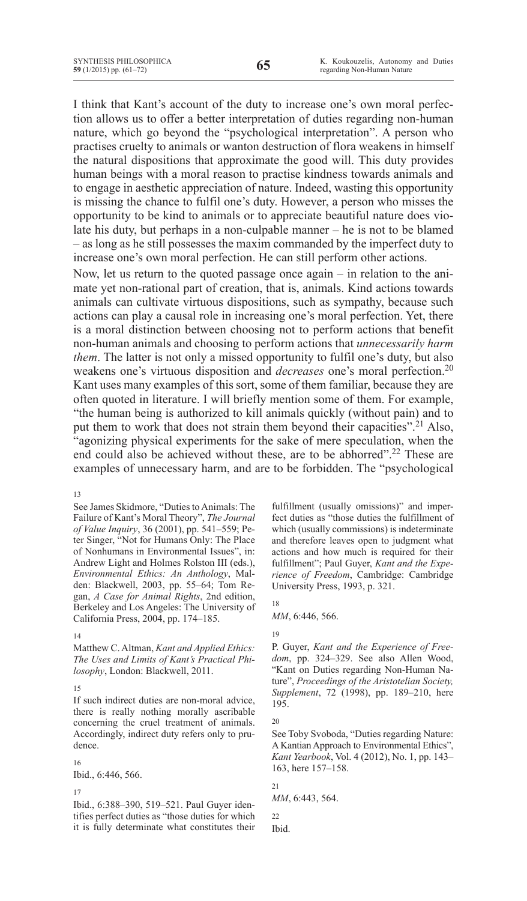I think that Kant's account of the duty to increase one's own moral perfection allows us to offer a better interpretation of duties regarding non-human nature, which go beyond the "psychological interpretation". A person who practises cruelty to animals or wanton destruction of flora weakens in himself the natural dispositions that approximate the good will. This duty provides human beings with a moral reason to practise kindness towards animals and to engage in aesthetic appreciation of nature. Indeed, wasting this opportunity is missing the chance to fulfil one's duty. However, a person who misses the opportunity to be kind to animals or to appreciate beautiful nature does violate his duty, but perhaps in a non-culpable manner – he is not to be blamed – as long as he still possesses the maxim commanded by the imperfect duty to increase one's own moral perfection. He can still perform other actions.

Now, let us return to the quoted passage once again – in relation to the animate yet non-rational part of creation, that is, animals. Kind actions towards animals can cultivate virtuous dispositions, such as sympathy, because such actions can play a causal role in increasing one's moral perfection. Yet, there is a moral distinction between choosing not to perform actions that benefit non-human animals and choosing to perform actions that *unnecessarily harm them*. The latter is not only a missed opportunity to fulfil one's duty, but also weakens one's virtuous disposition and *decreases* one's moral perfection.[20] Kant uses many examples of this sort, some of them familiar, because they are often quoted in literature. I will briefly mention some of them. For example, "the human being is authorized to kill animals quickly (without pain) and to put them to work that does not strain them beyond their capacities".[21] Also, "agonizing physical experiments for the sake of mere speculation, when the end could also be achieved without these, are to be abhorred".[22] These are examples of unnecessary harm, and are to be forbidden. The "psychological

---

13
See James Skidmore, "Duties to Animals: The Failure of Kant's Moral Theory", *The Journal of Value Inquiry*, 36 (2001), pp. 541–559; Peter Singer, "Not for Humans Only: The Place of Nonhumans in Environmental Issues", in: Andrew Light and Holmes Rolston III (eds.), *Environmental Ethics: An Anthology*, Malden: Blackwell, 2003, pp. 55–64; Tom Regan, *A Case for Animal Rights*, 2nd edition, Berkeley and Los Angeles: The University of California Press, 2004, pp. 174–185.

14
Matthew C. Altman, *Kant and Applied Ethics: The Uses and Limits of Kant's Practical Philosophy*, London: Blackwell, 2011.

15
If such indirect duties are non-moral advice, there is really nothing morally ascribable concerning the cruel treatment of animals. Accordingly, indirect duty refers only to prudence.

16
Ibid., 6:446, 566.

17
Ibid., 6:388–390, 519–521. Paul Guyer identifies perfect duties as "those duties for which it is fully determinate what constitutes their fulfillment (usually omissions)" and imperfect duties as "those duties the fulfillment of which (usually commissions) is indeterminate and therefore leaves open to judgment what actions and how much is required for their fulfillment"; Paul Guyer, *Kant and the Experience of Freedom*, Cambridge: Cambridge University Press, 1993, p. 321.

18
*MM*, 6:446, 566.

19
P. Guyer, *Kant and the Experience of Freedom*, pp. 324–329. See also Allen Wood, "Kant on Duties regarding Non-Human Nature", *Proceedings of the Aristotelian Society, Supplement*, 72 (1998), pp. 189–210, here 195.

20
See Toby Svoboda, "Duties regarding Nature: A Kantian Approach to Environmental Ethics", *Kant Yearbook*, Vol. 4 (2012), No. 1, pp. 143–163, here 157–158.

21
*MM*, 6:443, 564.

22
Ibid.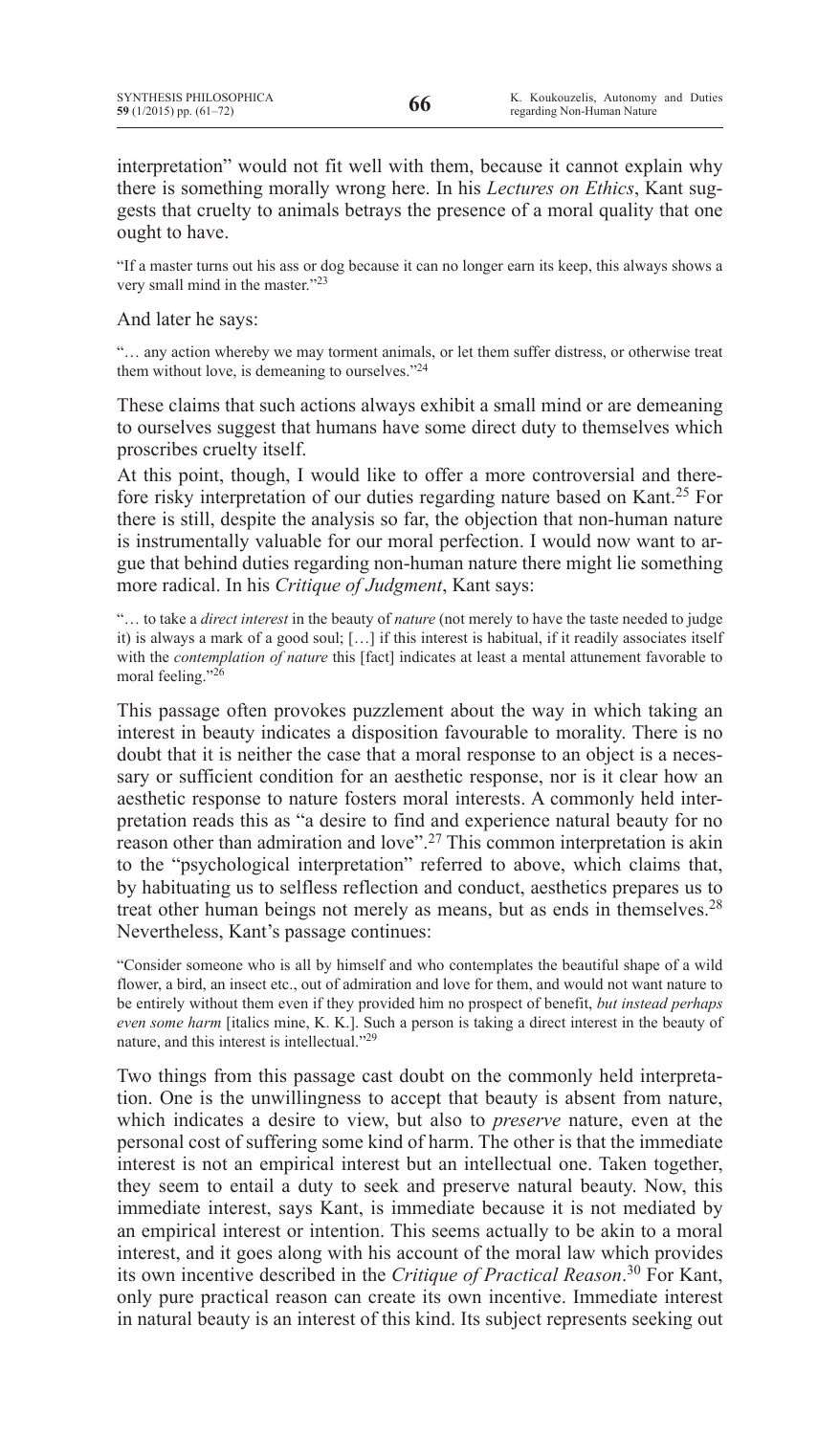interpretation" would not fit well with them, because it cannot explain why there is something morally wrong here. In his *Lectures on Ethics*, Kant suggests that cruelty to animals betrays the presence of a moral quality that one ought to have.

> "If a master turns out his ass or dog because it can no longer earn its keep, this always shows a very small mind in the master."[23]

And later he says:

> "… any action whereby we may torment animals, or let them suffer distress, or otherwise treat them without love, is demeaning to ourselves."[24]

These claims that such actions always exhibit a small mind or are demeaning to ourselves suggest that humans have some direct duty to themselves which proscribes cruelty itself.

At this point, though, I would like to offer a more controversial and therefore risky interpretation of our duties regarding nature based on Kant.[25] For there is still, despite the analysis so far, the objection that non-human nature is instrumentally valuable for our moral perfection. I would now want to argue that behind duties regarding non-human nature there might lie something more radical. In his *Critique of Judgment*, Kant says:

> "… to take a *direct interest* in the beauty of *nature* (not merely to have the taste needed to judge it) is always a mark of a good soul; […] if this interest is habitual, if it readily associates itself with the *contemplation of nature* this [fact] indicates at least a mental attunement favorable to moral feeling."[26]

This passage often provokes puzzlement about the way in which taking an interest in beauty indicates a disposition favourable to morality. There is no doubt that it is neither the case that a moral response to an object is a necessary or sufficient condition for an aesthetic response, nor is it clear how an aesthetic response to nature fosters moral interests. A commonly held interpretation reads this as "a desire to find and experience natural beauty for no reason other than admiration and love".[27] This common interpretation is akin to the "psychological interpretation" referred to above, which claims that, by habituating us to selfless reflection and conduct, aesthetics prepares us to treat other human beings not merely as means, but as ends in themselves.[28] Nevertheless, Kant's passage continues:

> "Consider someone who is all by himself and who contemplates the beautiful shape of a wild flower, a bird, an insect etc., out of admiration and love for them, and would not want nature to be entirely without them even if they provided him no prospect of benefit, *but instead perhaps even some harm* [italics mine, K. K.]. Such a person is taking a direct interest in the beauty of nature, and this interest is intellectual."[29]

Two things from this passage cast doubt on the commonly held interpretation. One is the unwillingness to accept that beauty is absent from nature, which indicates a desire to view, but also to *preserve* nature, even at the personal cost of suffering some kind of harm. The other is that the immediate interest is not an empirical interest but an intellectual one. Taken together, they seem to entail a duty to seek and preserve natural beauty. Now, this immediate interest, says Kant, is immediate because it is not mediated by an empirical interest or intention. This seems actually to be akin to a moral interest, and it goes along with his account of the moral law which provides its own incentive described in the *Critique of Practical Reason*.[30] For Kant, only pure practical reason can create its own incentive. Immediate interest in natural beauty is an interest of this kind. Its subject represents seeking out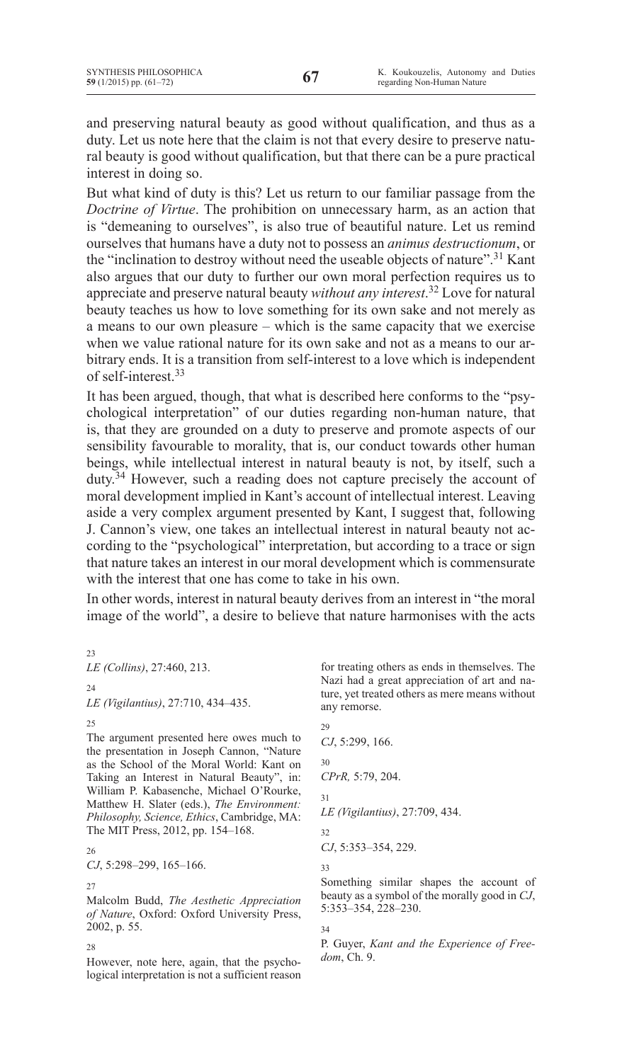and preserving natural beauty as good without qualification, and thus as a duty. Let us note here that the claim is not that every desire to preserve natural beauty is good without qualification, but that there can be a pure practical interest in doing so.

But what kind of duty is this? Let us return to our familiar passage from the *Doctrine of Virtue*. The prohibition on unnecessary harm, as an action that is "demeaning to ourselves", is also true of beautiful nature. Let us remind ourselves that humans have a duty not to possess an *animus destructionum*, or the "inclination to destroy without need the useable objects of nature".[31] Kant also argues that our duty to further our own moral perfection requires us to appreciate and preserve natural beauty *without any interest*.[32] Love for natural beauty teaches us how to love something for its own sake and not merely as a means to our own pleasure – which is the same capacity that we exercise when we value rational nature for its own sake and not as a means to our arbitrary ends. It is a transition from self-interest to a love which is independent of self-interest.[33]

It has been argued, though, that what is described here conforms to the "psychological interpretation" of our duties regarding non-human nature, that is, that they are grounded on a duty to preserve and promote aspects of our sensibility favourable to morality, that is, our conduct towards other human beings, while intellectual interest in natural beauty is not, by itself, such a duty.[34] However, such a reading does not capture precisely the account of moral development implied in Kant's account of intellectual interest. Leaving aside a very complex argument presented by Kant, I suggest that, following J. Cannon's view, one takes an intellectual interest in natural beauty not according to the "psychological" interpretation, but according to a trace or sign that nature takes an interest in our moral development which is commensurate with the interest that one has come to take in his own.

In other words, interest in natural beauty derives from an interest in "the moral image of the world", a desire to believe that nature harmonises with the acts

---

23 *LE (Collins)*, 27:460, 213.

24 *LE (Vigilantius)*, 27:710, 434–435.

25 The argument presented here owes much to the presentation in Joseph Cannon, "Nature as the School of the Moral World: Kant on Taking an Interest in Natural Beauty", in: William P. Kabasenche, Michael O'Rourke, Matthew H. Slater (eds.), *The Environment: Philosophy, Science, Ethics*, Cambridge, MA: The MIT Press, 2012, pp. 154–168.

26 *CJ*, 5:298–299, 165–166.

27 Malcolm Budd, *The Aesthetic Appreciation of Nature*, Oxford: Oxford University Press, 2002, p. 55.

28 However, note here, again, that the psychological interpretation is not a sufficient reason for treating others as ends in themselves. The Nazi had a great appreciation of art and nature, yet treated others as mere means without any remorse.

29 *CJ*, 5:299, 166.

30 *CPrR,* 5:79, 204.

31 *LE (Vigilantius)*, 27:709, 434.

32 *CJ*, 5:353–354, 229.

33 Something similar shapes the account of beauty as a symbol of the morally good in *CJ*, 5:353–354, 228–230.

34 P. Guyer, *Kant and the Experience of Freedom*, Ch. 9.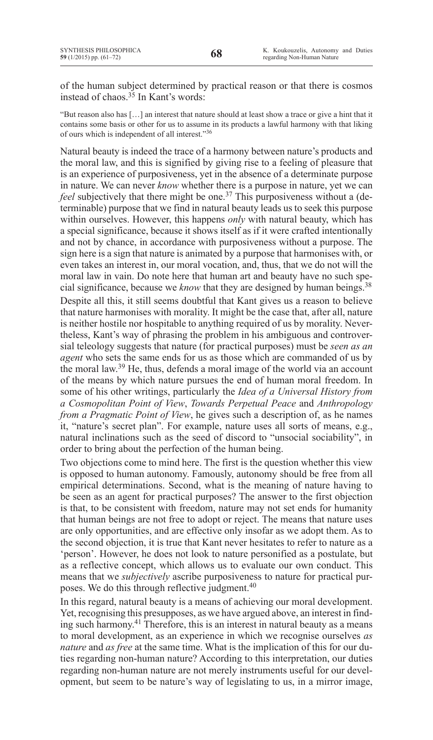of the human subject determined by practical reason or that there is cosmos instead of chaos.[35] In Kant's words:

> "But reason also has […] an interest that nature should at least show a trace or give a hint that it contains some basis or other for us to assume in its products a lawful harmony with that liking of ours which is independent of all interest."[36]

Natural beauty is indeed the trace of a harmony between nature's products and the moral law, and this is signified by giving rise to a feeling of pleasure that is an experience of purposiveness, yet in the absence of a determinate purpose in nature. We can never *know* whether there is a purpose in nature, yet we can *feel* subjectively that there might be one.[37] This purposiveness without a (determinable) purpose that we find in natural beauty leads us to seek this purpose within ourselves. However, this happens *only* with natural beauty, which has a special significance, because it shows itself as if it were crafted intentionally and not by chance, in accordance with purposiveness without a purpose. The sign here is a sign that nature is animated by a purpose that harmonises with, or even takes an interest in, our moral vocation, and, thus, that we do not will the moral law in vain. Do note here that human art and beauty have no such special significance, because we *know* that they are designed by human beings.[38]

Despite all this, it still seems doubtful that Kant gives us a reason to believe that nature harmonises with morality. It might be the case that, after all, nature is neither hostile nor hospitable to anything required of us by morality. Nevertheless, Kant's way of phrasing the problem in his ambiguous and controversial teleology suggests that nature (for practical purposes) must be *seen as an agent* who sets the same ends for us as those which are commanded of us by the moral law.[39] He, thus, defends a moral image of the world via an account of the means by which nature pursues the end of human moral freedom. In some of his other writings, particularly the *Idea of a Universal History from a Cosmopolitan Point of View*, *Towards Perpetual Peace* and *Anthropology from a Pragmatic Point of View*, he gives such a description of, as he names it, "nature's secret plan". For example, nature uses all sorts of means, e.g., natural inclinations such as the seed of discord to "unsocial sociability", in order to bring about the perfection of the human being.

Two objections come to mind here. The first is the question whether this view is opposed to human autonomy. Famously, autonomy should be free from all empirical determinations. Second, what is the meaning of nature having to be seen as an agent for practical purposes? The answer to the first objection is that, to be consistent with freedom, nature may not set ends for humanity that human beings are not free to adopt or reject. The means that nature uses are only opportunities, and are effective only insofar as we adopt them. As to the second objection, it is true that Kant never hesitates to refer to nature as a 'person'. However, he does not look to nature personified as a postulate, but as a reflective concept, which allows us to evaluate our own conduct. This means that we *subjectively* ascribe purposiveness to nature for practical purposes. We do this through reflective judgment.[40]

In this regard, natural beauty is a means of achieving our moral development. Yet, recognising this presupposes, as we have argued above, an interest in finding such harmony.[41] Therefore, this is an interest in natural beauty as a means to moral development, as an experience in which we recognise ourselves *as nature* and *as free* at the same time. What is the implication of this for our duties regarding non-human nature? According to this interpretation, our duties regarding non-human nature are not merely instruments useful for our development, but seem to be nature's way of legislating to us, in a mirror image,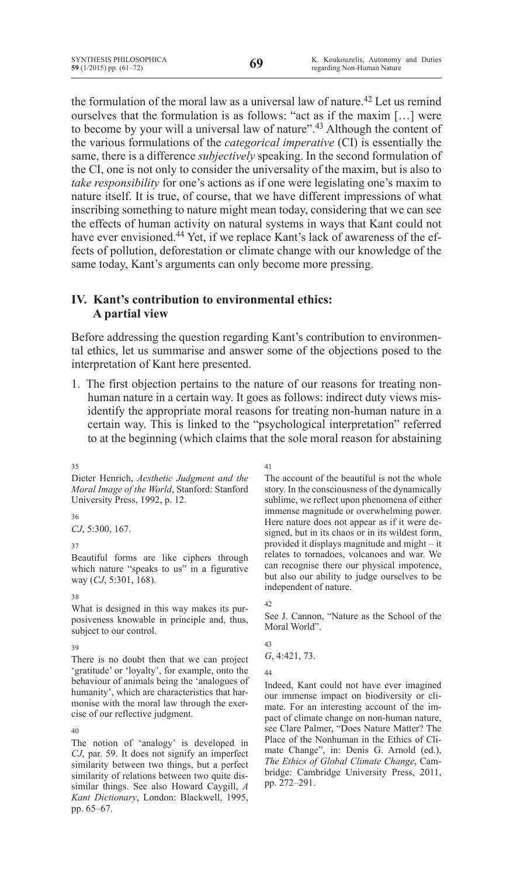the formulation of the moral law as a universal law of nature.[42] Let us remind ourselves that the formulation is as follows: "act as if the maxim […] were to become by your will a universal law of nature".[43] Although the content of the various formulations of the *categorical imperative* (CI) is essentially the same, there is a difference *subjectively* speaking. In the second formulation of the CI, one is not only to consider the universality of the maxim, but is also to *take responsibility* for one's actions as if one were legislating one's maxim to nature itself. It is true, of course, that we have different impressions of what inscribing something to nature might mean today, considering that we can see the effects of human activity on natural systems in ways that Kant could not have ever envisioned.[44] Yet, if we replace Kant's lack of awareness of the effects of pollution, deforestation or climate change with our knowledge of the same today, Kant's arguments can only become more pressing.

## IV. Kant's contribution to environmental ethics: A partial view

Before addressing the question regarding Kant's contribution to environmental ethics, let us summarise and answer some of the objections posed to the interpretation of Kant here presented.

1. The first objection pertains to the nature of our reasons for treating non-human nature in a certain way. It goes as follows: indirect duty views misidentify the appropriate moral reasons for treating non-human nature in a certain way. This is linked to the "psychological interpretation" referred to at the beginning (which claims that the sole moral reason for abstaining

---

35 Dieter Henrich, *Aesthetic Judgment and the Moral Image of the World*, Stanford: Stanford University Press, 1992, p. 12.

36 *CJ*, 5:300, 167.

37 Beautiful forms are like ciphers through which nature "speaks to us" in a figurative way (*CJ*, 5:301, 168).

38 What is designed in this way makes its purposiveness knowable in principle and, thus, subject to our control.

39 There is no doubt then that we can project 'gratitude' or 'loyalty', for example, onto the behaviour of animals being the 'analogues of humanity', which are characteristics that harmonise with the moral law through the exercise of our reflective judgment.

40 The notion of 'analogy' is developed in *CJ*, par. 59. It does not signify an imperfect similarity between two things, but a perfect similarity of relations between two quite dissimilar things. See also Howard Caygill, *A Kant Dictionary*, London: Blackwell, 1995, pp. 65–67.

41 The account of the beautiful is not the whole story. In the consciousness of the dynamically sublime, we reflect upon phenomena of either immense magnitude or overwhelming power. Here nature does not appear as if it were designed, but in its chaos or in its wildest form, provided it displays magnitude and might – it relates to tornadoes, volcanoes and war. We can recognise there our physical impotence, but also our ability to judge ourselves to be independent of nature.

42 See J. Cannon, "Nature as the School of the Moral World".

43 *G*, 4:421, 73.

44 Indeed, Kant could not have ever imagined our immense impact on biodiversity or climate. For an interesting account of the impact of climate change on non-human nature, see Clare Palmer, "Does Nature Matter? The Place of the Nonhuman in the Ethics of Climate Change", in: Denis G. Arnold (ed.), *The Ethics of Global Climate Change*, Cambridge: Cambridge University Press, 2011, pp. 272–291.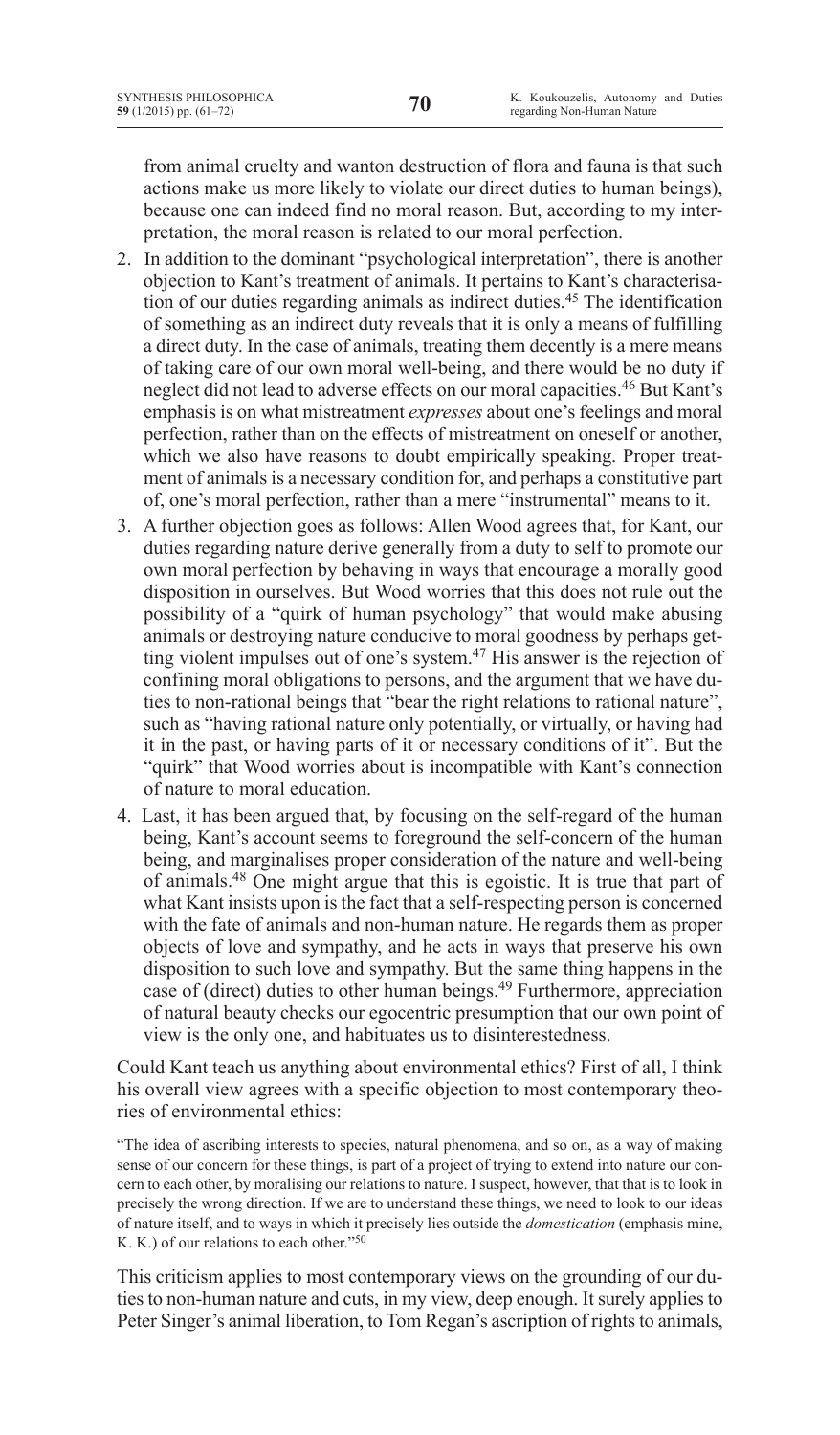from animal cruelty and wanton destruction of flora and fauna is that such actions make us more likely to violate our direct duties to human beings), because one can indeed find no moral reason. But, according to my interpretation, the moral reason is related to our moral perfection.

2. In addition to the dominant "psychological interpretation", there is another objection to Kant's treatment of animals. It pertains to Kant's characterisation of our duties regarding animals as indirect duties.[45] The identification of something as an indirect duty reveals that it is only a means of fulfilling a direct duty. In the case of animals, treating them decently is a mere means of taking care of our own moral well-being, and there would be no duty if neglect did not lead to adverse effects on our moral capacities.[46] But Kant's emphasis is on what mistreatment *expresses* about one's feelings and moral perfection, rather than on the effects of mistreatment on oneself or another, which we also have reasons to doubt empirically speaking. Proper treatment of animals is a necessary condition for, and perhaps a constitutive part of, one's moral perfection, rather than a mere "instrumental" means to it.
3. A further objection goes as follows: Allen Wood agrees that, for Kant, our duties regarding nature derive generally from a duty to self to promote our own moral perfection by behaving in ways that encourage a morally good disposition in ourselves. But Wood worries that this does not rule out the possibility of a "quirk of human psychology" that would make abusing animals or destroying nature conducive to moral goodness by perhaps getting violent impulses out of one's system.[47] His answer is the rejection of confining moral obligations to persons, and the argument that we have duties to non-rational beings that "bear the right relations to rational nature", such as "having rational nature only potentially, or virtually, or having had it in the past, or having parts of it or necessary conditions of it". But the "quirk" that Wood worries about is incompatible with Kant's connection of nature to moral education.
4. Last, it has been argued that, by focusing on the self-regard of the human being, Kant's account seems to foreground the self-concern of the human being, and marginalises proper consideration of the nature and well-being of animals.[48] One might argue that this is egoistic. It is true that part of what Kant insists upon is the fact that a self-respecting person is concerned with the fate of animals and non-human nature. He regards them as proper objects of love and sympathy, and he acts in ways that preserve his own disposition to such love and sympathy. But the same thing happens in the case of (direct) duties to other human beings.[49] Furthermore, appreciation of natural beauty checks our egocentric presumption that our own point of view is the only one, and habituates us to disinterestedness.

Could Kant teach us anything about environmental ethics? First of all, I think his overall view agrees with a specific objection to most contemporary theories of environmental ethics:

"The idea of ascribing interests to species, natural phenomena, and so on, as a way of making sense of our concern for these things, is part of a project of trying to extend into nature our concern to each other, by moralising our relations to nature. I suspect, however, that that is to look in precisely the wrong direction. If we are to understand these things, we need to look to our ideas of nature itself, and to ways in which it precisely lies outside the *domestication* (emphasis mine, K. K.) of our relations to each other."[50]

This criticism applies to most contemporary views on the grounding of our duties to non-human nature and cuts, in my view, deep enough. It surely applies to Peter Singer's animal liberation, to Tom Regan's ascription of rights to animals,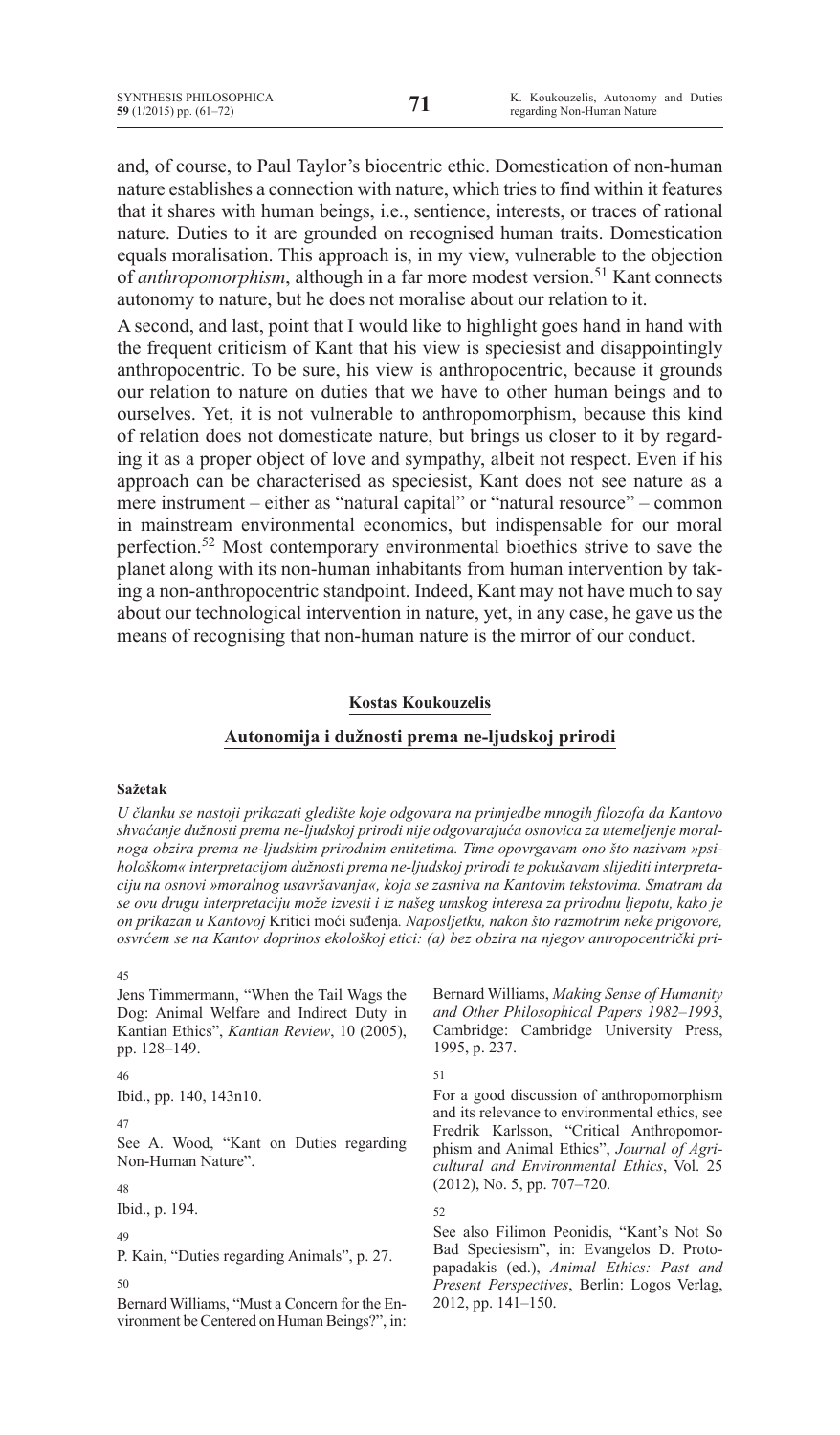and, of course, to Paul Taylor's biocentric ethic. Domestication of non-human nature establishes a connection with nature, which tries to find within it features that it shares with human beings, i.e., sentience, interests, or traces of rational nature. Duties to it are grounded on recognised human traits. Domestication equals moralisation. This approach is, in my view, vulnerable to the objection of *anthropomorphism*, although in a far more modest version.[51] Kant connects autonomy to nature, but he does not moralise about our relation to it.

A second, and last, point that I would like to highlight goes hand in hand with the frequent criticism of Kant that his view is speciesist and disappointingly anthropocentric. To be sure, his view is anthropocentric, because it grounds our relation to nature on duties that we have to other human beings and to ourselves. Yet, it is not vulnerable to anthropomorphism, because this kind of relation does not domesticate nature, but brings us closer to it by regarding it as a proper object of love and sympathy, albeit not respect. Even if his approach can be characterised as speciesist, Kant does not see nature as a mere instrument – either as "natural capital" or "natural resource" – common in mainstream environmental economics, but indispensable for our moral perfection.[52] Most contemporary environmental bioethics strive to save the planet along with its non-human inhabitants from human intervention by taking a non-anthropocentric standpoint. Indeed, Kant may not have much to say about our technological intervention in nature, yet, in any case, he gave us the means of recognising that non-human nature is the mirror of our conduct.

**Kostas Koukouzelis**

## Autonomija i dužnosti prema ne-ljudskoj prirodi

**Sažetak**

*U članku se nastoji prikazati gledište koje odgovara na primjedbe mnogih filozofa da Kantovo shvaćanje dužnosti prema ne-ljudskoj prirodi nije odgovarajuća osnovica za utemeljenje moralnoga obzira prema ne-ljudskim prirodnim entitetima. Time opovrgavam ono što nazivam »psihološkom« interpretacijom dužnosti prema ne-ljudskoj prirodi te pokušavam slijediti interpretaciju na osnovi »moralnog usavršavanja«, koja se zasniva na Kantovim tekstovima. Smatram da se ovu drugu interpretaciju može izvesti i iz našeg umskog interesa za prirodnu ljepotu, kako je on prikazan u Kantovoj* Kritici moći suđenja*. Naposljetku, nakon što razmotrim neke prigovore, osvrćem se na Kantov doprinos ekološkoj etici: (a) bez obzira na njegov antropocentrički pri-*

45 Jens Timmermann, "When the Tail Wags the Dog: Animal Welfare and Indirect Duty in Kantian Ethics", *Kantian Review*, 10 (2005), pp. 128–149.

46 Ibid., pp. 140, 143n10.

47 See A. Wood, "Kant on Duties regarding Non-Human Nature".

48 Ibid., p. 194.

49 P. Kain, "Duties regarding Animals", p. 27.

50 Bernard Williams, "Must a Concern for the Environment be Centered on Human Beings?", in: Bernard Williams, *Making Sense of Humanity and Other Philosophical Papers 1982–1993*, Cambridge: Cambridge University Press, 1995, p. 237.

51 For a good discussion of anthropomorphism and its relevance to environmental ethics, see Fredrik Karlsson, "Critical Anthropomorphism and Animal Ethics", *Journal of Agricultural and Environmental Ethics*, Vol. 25 (2012), No. 5, pp. 707–720.

52 See also Filimon Peonidis, "Kant's Not So Bad Speciesism", in: Evangelos D. Protopapadakis (ed.), *Animal Ethics: Past and Present Perspectives*, Berlin: Logos Verlag, 2012, pp. 141–150.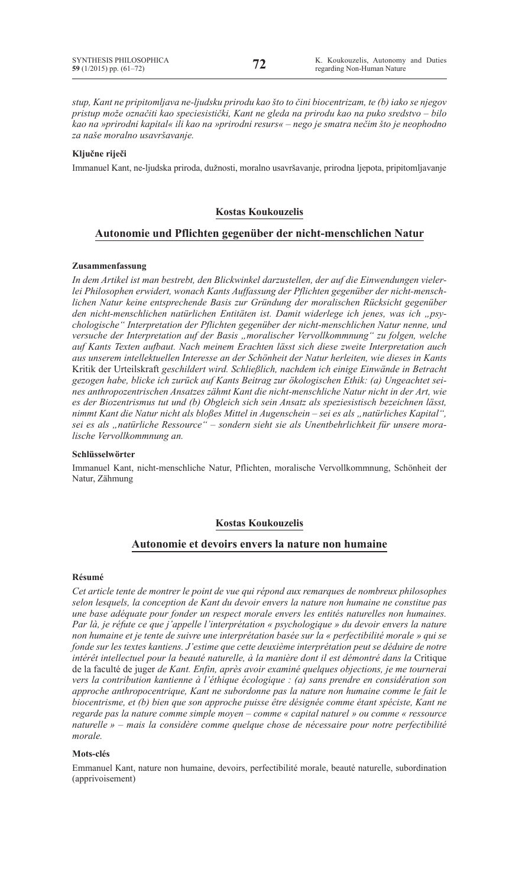*stup, Kant ne pripitomljava ne-ljudsku prirodu kao što to čini biocentrizam, te (b) iako se njegov pristup može označiti kao speciesistički, Kant ne gleda na prirodu kao na puko sredstvo – bilo kao na »prirodni kapital« ili kao na »prirodni resurs« – nego je smatra nečim što je neophodno za naše moralno usavršavanje.*

**Ključne riječi**

Immanuel Kant, ne-ljudska priroda, dužnosti, moralno usavršavanje, prirodna ljepota, pripitomljavanje

**Kostas Koukouzelis**

## Autonomie und Pflichten gegenüber der nicht-menschlichen Natur

**Zusammenfassung**

*In dem Artikel ist man bestrebt, den Blickwinkel darzustellen, der auf die Einwendungen vielerlei Philosophen erwidert, wonach Kants Auffassung der Pflichten gegenüber der nicht-menschlichen Natur keine entsprechende Basis zur Gründung der moralischen Rücksicht gegenüber den nicht-menschlichen natürlichen Entitäten ist. Damit widerlege ich jenes, was ich „psychologische" Interpretation der Pflichten gegenüber der nicht-menschlichen Natur nenne, und versuche der Interpretation auf der Basis „moralischer Vervollkommnung" zu folgen, welche auf Kants Texten aufbaut. Nach meinem Erachten lässt sich diese zweite Interpretation auch aus unserem intellektuellen Interesse an der Schönheit der Natur herleiten, wie dieses in Kants* Kritik der Urteilskraft *geschildert wird. Schließlich, nachdem ich einige Einwände in Betracht gezogen habe, blicke ich zurück auf Kants Beitrag zur ökologischen Ethik: (a) Ungeachtet seines anthropozentrischen Ansatzes zähmt Kant die nicht-menschliche Natur nicht in der Art, wie es der Biozentrismus tut und (b) Obgleich sich sein Ansatz als speziesistisch bezeichnen lässt, nimmt Kant die Natur nicht als bloßes Mittel in Augenschein – sei es als „natürliches Kapital", sei es als „natürliche Ressource" – sondern sieht sie als Unentbehrlichkeit für unsere moralische Vervollkommnung an.*

**Schlüsselwörter**

Immanuel Kant, nicht-menschliche Natur, Pflichten, moralische Vervollkommnung, Schönheit der Natur, Zähmung

**Kostas Koukouzelis**

## Autonomie et devoirs envers la nature non humaine

**Résumé**

*Cet article tente de montrer le point de vue qui répond aux remarques de nombreux philosophes selon lesquels, la conception de Kant du devoir envers la nature non humaine ne constitue pas une base adéquate pour fonder un respect morale envers les entités naturelles non humaines. Par là, je réfute ce que j'appelle l'interprétation « psychologique » du devoir envers la nature non humaine et je tente de suivre une interprétation basée sur la « perfectibilité morale » qui se fonde sur les textes kantiens. J'estime que cette deuxième interprétation peut se déduire de notre intérêt intellectuel pour la beauté naturelle, à la manière dont il est démontré dans la* Critique de la faculté de juger *de Kant. Enfin, après avoir examiné quelques objections, je me tournerai vers la contribution kantienne à l'éthique écologique : (a) sans prendre en considération son approche anthropocentrique, Kant ne subordonne pas la nature non humaine comme le fait le biocentrisme, et (b) bien que son approche puisse être désignée comme étant spéciste, Kant ne regarde pas la nature comme simple moyen – comme « capital naturel » ou comme « ressource naturelle » – mais la considère comme quelque chose de nécessaire pour notre perfectibilité morale.*

**Mots-clés**

Emmanuel Kant, nature non humaine, devoirs, perfectibilité morale, beauté naturelle, subordination (apprivoisement)